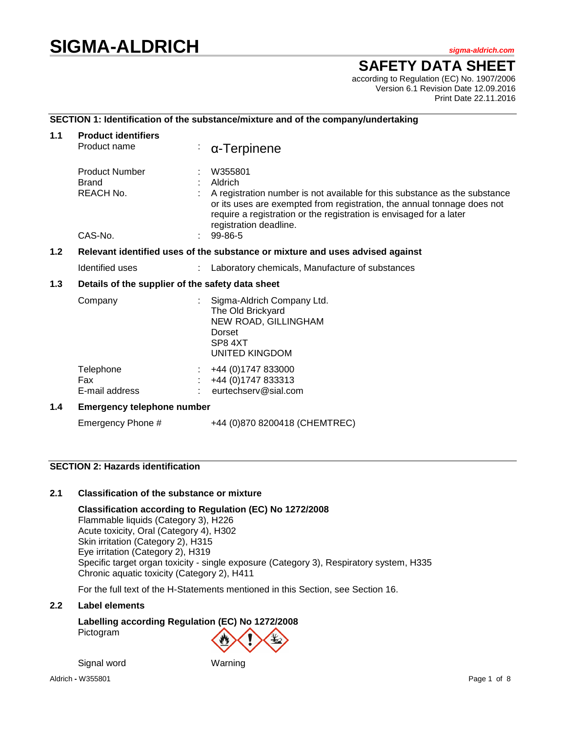# SIGMA-ALDRICH

*sigma-aldrich.com*

## SAFETY DATA SHEET

according to Regulation (EC) No. 1907/2006
Version 6.1 Revision Date 12.09.2016
Print Date 22.11.2016

### SECTION 1: Identification of the substance/mixture and of the company/undertaking

**1.1 Product identifiers**

| | | |
|---|---|---|
| Product name | : | α-Terpinene |
| Product Number | : | W355801 |
| Brand | : | Aldrich |
| REACH No. | : | A registration number is not available for this substance as the substance or its uses are exempted from registration, the annual tonnage does not require a registration or the registration is envisaged for a later registration deadline. |
| CAS-No. | : | 99-86-5 |

**1.2 Relevant identified uses of the substance or mixture and uses advised against**

| | | |
|---|---|---|
| Identified uses | : | Laboratory chemicals, Manufacture of substances |

**1.3 Details of the supplier of the safety data sheet**

| | | |
|---|---|---|
| Company | : | Sigma-Aldrich Company Ltd.<br>The Old Brickyard<br>NEW ROAD, GILLINGHAM<br>Dorset<br>SP8 4XT<br>UNITED KINGDOM |
| Telephone | : | +44 (0)1747 833000 |
| Fax | : | +44 (0)1747 833313 |
| E-mail address | : | eurtechserv@sial.com |

**1.4 Emergency telephone number**

Emergency Phone # +44 (0)870 8200418 (CHEMTREC)

### SECTION 2: Hazards identification

**2.1 Classification of the substance or mixture**

**Classification according to Regulation (EC) No 1272/2008**
Flammable liquids (Category 3), H226
Acute toxicity, Oral (Category 4), H302
Skin irritation (Category 2), H315
Eye irritation (Category 2), H319
Specific target organ toxicity - single exposure (Category 3), Respiratory system, H335
Chronic aquatic toxicity (Category 2), H411

For the full text of the H-Statements mentioned in this Section, see Section 16.

**2.2 Label elements**

**Labelling according Regulation (EC) No 1272/2008**
Pictogram

Signal word Warning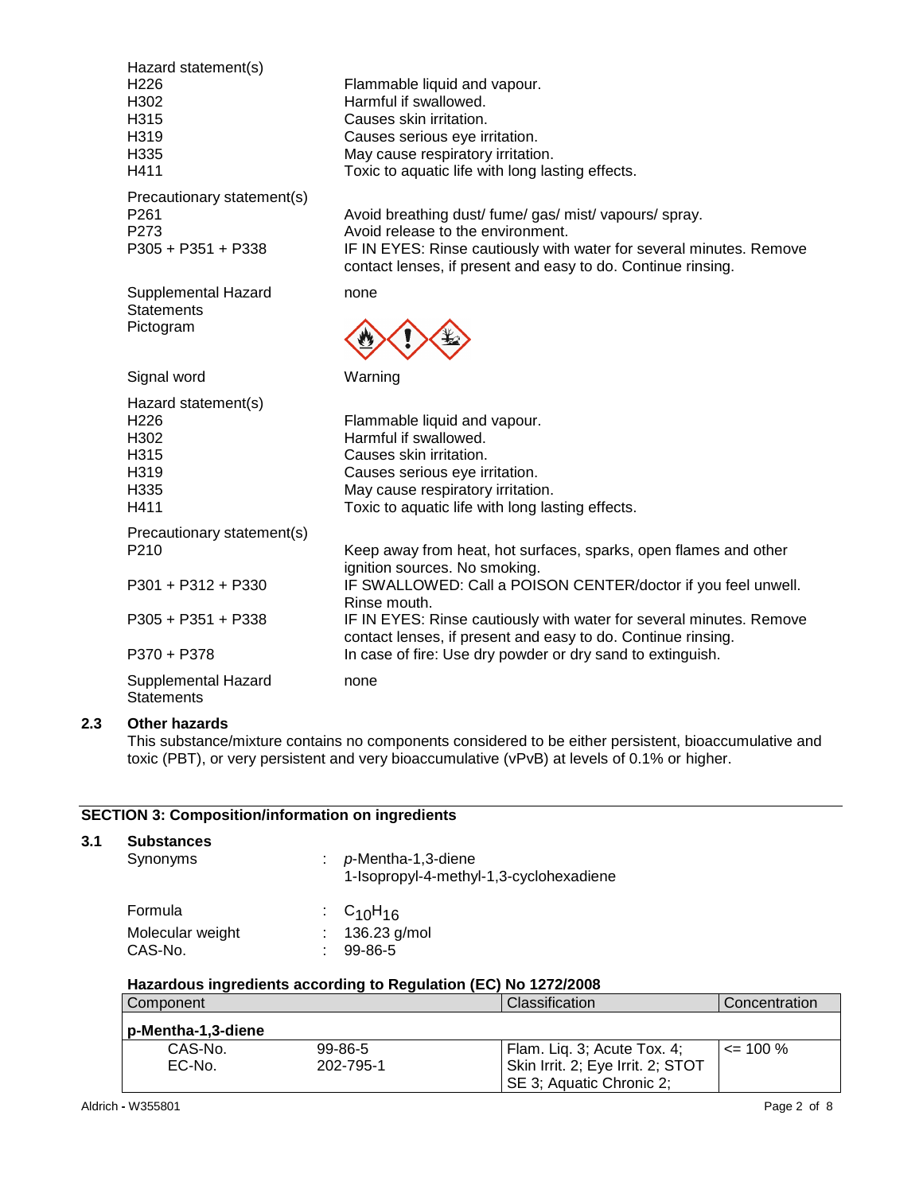Hazard statement(s)

| | |
|---|---|
| H226 | Flammable liquid and vapour. |
| H302 | Harmful if swallowed. |
| H315 | Causes skin irritation. |
| H319 | Causes serious eye irritation. |
| H335 | May cause respiratory irritation. |
| H411 | Toxic to aquatic life with long lasting effects. |

Precautionary statement(s)

| | |
|---|---|
| P261 | Avoid breathing dust/ fume/ gas/ mist/ vapours/ spray. |
| P273 | Avoid release to the environment. |
| P305 + P351 + P338 | IF IN EYES: Rinse cautiously with water for several minutes. Remove contact lenses, if present and easy to do. Continue rinsing. |

Supplemental Hazard Statements: none

Pictogram

Signal word: Warning

Hazard statement(s)

| | |
|---|---|
| H226 | Flammable liquid and vapour. |
| H302 | Harmful if swallowed. |
| H315 | Causes skin irritation. |
| H319 | Causes serious eye irritation. |
| H335 | May cause respiratory irritation. |
| H411 | Toxic to aquatic life with long lasting effects. |

Precautionary statement(s)

| | |
|---|---|
| P210 | Keep away from heat, hot surfaces, sparks, open flames and other ignition sources. No smoking. |
| P301 + P312 + P330 | IF SWALLOWED: Call a POISON CENTER/doctor if you feel unwell. Rinse mouth. |
| P305 + P351 + P338 | IF IN EYES: Rinse cautiously with water for several minutes. Remove contact lenses, if present and easy to do. Continue rinsing. |
| P370 + P378 | In case of fire: Use dry powder or dry sand to extinguish. |

Supplemental Hazard Statements: none

### 2.3 Other hazards

This substance/mixture contains no components considered to be either persistent, bioaccumulative and toxic (PBT), or very persistent and very bioaccumulative (vPvB) at levels of 0.1% or higher.

## SECTION 3: Composition/information on ingredients

### 3.1 Substances

Synonyms : *p*-Mentha-1,3-diene
1-Isopropyl-4-methyl-1,3-cyclohexadiene

Formula : $C_{10}H_{16}$

Molecular weight : 136.23 g/mol

CAS-No. : 99-86-5

**Hazardous ingredients according to Regulation (EC) No 1272/2008**

| Component | | Classification | Concentration |
|---|---|---|---|
| **p-Mentha-1,3-diene** | | | |
| CAS-No. EC-No. | 99-86-5 202-795-1 | Flam. Liq. 3; Acute Tox. 4; Skin Irrit. 2; Eye Irrit. 2; STOT SE 3; Aquatic Chronic 2; | <= 100 % |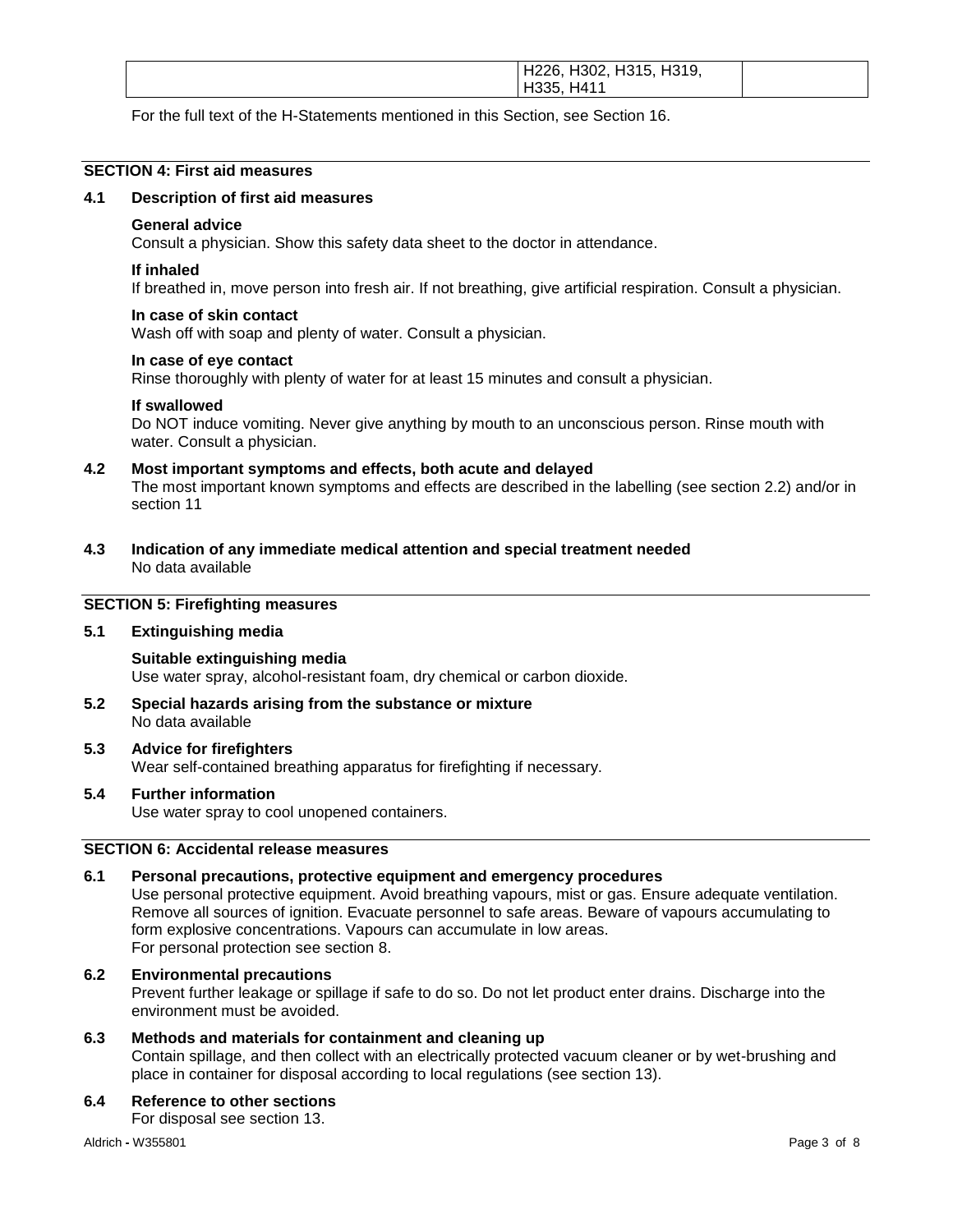|  | H226, H302, H315, H319, H335, H411 |  |
|---|---|---|

For the full text of the H-Statements mentioned in this Section, see Section 16.

## SECTION 4: First aid measures

### 4.1 Description of first aid measures

**General advice**
Consult a physician. Show this safety data sheet to the doctor in attendance.

**If inhaled**
If breathed in, move person into fresh air. If not breathing, give artificial respiration. Consult a physician.

**In case of skin contact**
Wash off with soap and plenty of water. Consult a physician.

**In case of eye contact**
Rinse thoroughly with plenty of water for at least 15 minutes and consult a physician.

**If swallowed**
Do NOT induce vomiting. Never give anything by mouth to an unconscious person. Rinse mouth with water. Consult a physician.

### 4.2 Most important symptoms and effects, both acute and delayed

The most important known symptoms and effects are described in the labelling (see section 2.2) and/or in section 11

### 4.3 Indication of any immediate medical attention and special treatment needed

No data available

## SECTION 5: Firefighting measures

### 5.1 Extinguishing media

**Suitable extinguishing media**
Use water spray, alcohol-resistant foam, dry chemical or carbon dioxide.

### 5.2 Special hazards arising from the substance or mixture

No data available

### 5.3 Advice for firefighters

Wear self-contained breathing apparatus for firefighting if necessary.

### 5.4 Further information

Use water spray to cool unopened containers.

## SECTION 6: Accidental release measures

### 6.1 Personal precautions, protective equipment and emergency procedures

Use personal protective equipment. Avoid breathing vapours, mist or gas. Ensure adequate ventilation. Remove all sources of ignition. Evacuate personnel to safe areas. Beware of vapours accumulating to form explosive concentrations. Vapours can accumulate in low areas.
For personal protection see section 8.

### 6.2 Environmental precautions

Prevent further leakage or spillage if safe to do so. Do not let product enter drains. Discharge into the environment must be avoided.

### 6.3 Methods and materials for containment and cleaning up

Contain spillage, and then collect with an electrically protected vacuum cleaner or by wet-brushing and place in container for disposal according to local regulations (see section 13).

### 6.4 Reference to other sections

For disposal see section 13.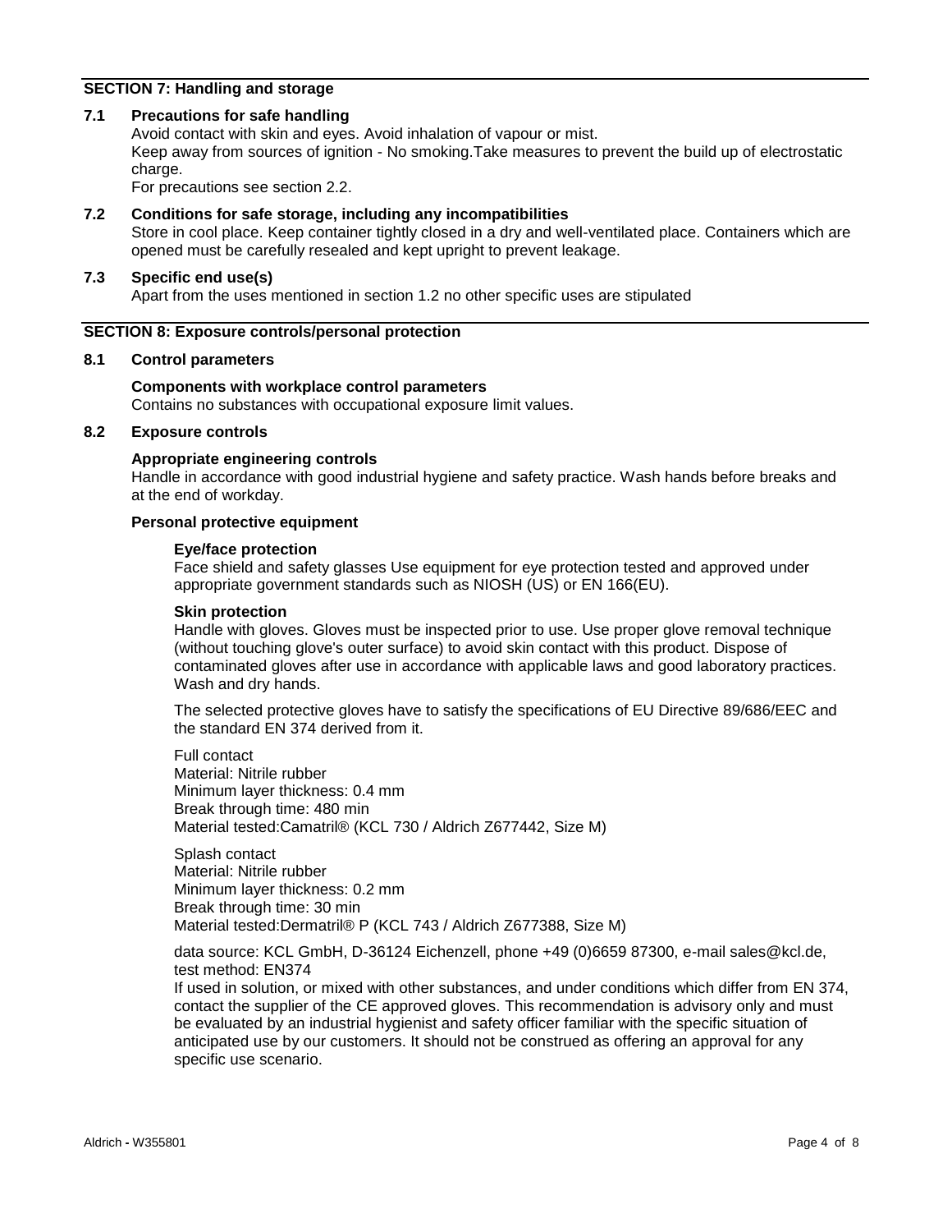## SECTION 7: Handling and storage

### 7.1 Precautions for safe handling

Avoid contact with skin and eyes. Avoid inhalation of vapour or mist.
Keep away from sources of ignition - No smoking.Take measures to prevent the build up of electrostatic charge.
For precautions see section 2.2.

### 7.2 Conditions for safe storage, including any incompatibilities

Store in cool place. Keep container tightly closed in a dry and well-ventilated place. Containers which are opened must be carefully resealed and kept upright to prevent leakage.

### 7.3 Specific end use(s)

Apart from the uses mentioned in section 1.2 no other specific uses are stipulated

## SECTION 8: Exposure controls/personal protection

### 8.1 Control parameters

**Components with workplace control parameters**
Contains no substances with occupational exposure limit values.

### 8.2 Exposure controls

**Appropriate engineering controls**
Handle in accordance with good industrial hygiene and safety practice. Wash hands before breaks and at the end of workday.

**Personal protective equipment**

**Eye/face protection**
Face shield and safety glasses Use equipment for eye protection tested and approved under appropriate government standards such as NIOSH (US) or EN 166(EU).

**Skin protection**
Handle with gloves. Gloves must be inspected prior to use. Use proper glove removal technique (without touching glove's outer surface) to avoid skin contact with this product. Dispose of contaminated gloves after use in accordance with applicable laws and good laboratory practices. Wash and dry hands.

The selected protective gloves have to satisfy the specifications of EU Directive 89/686/EEC and the standard EN 374 derived from it.

Full contact
Material: Nitrile rubber
Minimum layer thickness: 0.4 mm
Break through time: 480 min
Material tested:Camatril® (KCL 730 / Aldrich Z677442, Size M)

Splash contact
Material: Nitrile rubber
Minimum layer thickness: 0.2 mm
Break through time: 30 min
Material tested:Dermatril® P (KCL 743 / Aldrich Z677388, Size M)

data source: KCL GmbH, D-36124 Eichenzell, phone +49 (0)6659 87300, e-mail sales@kcl.de, test method: EN374
If used in solution, or mixed with other substances, and under conditions which differ from EN 374, contact the supplier of the CE approved gloves. This recommendation is advisory only and must be evaluated by an industrial hygienist and safety officer familiar with the specific situation of anticipated use by our customers. It should not be construed as offering an approval for any specific use scenario.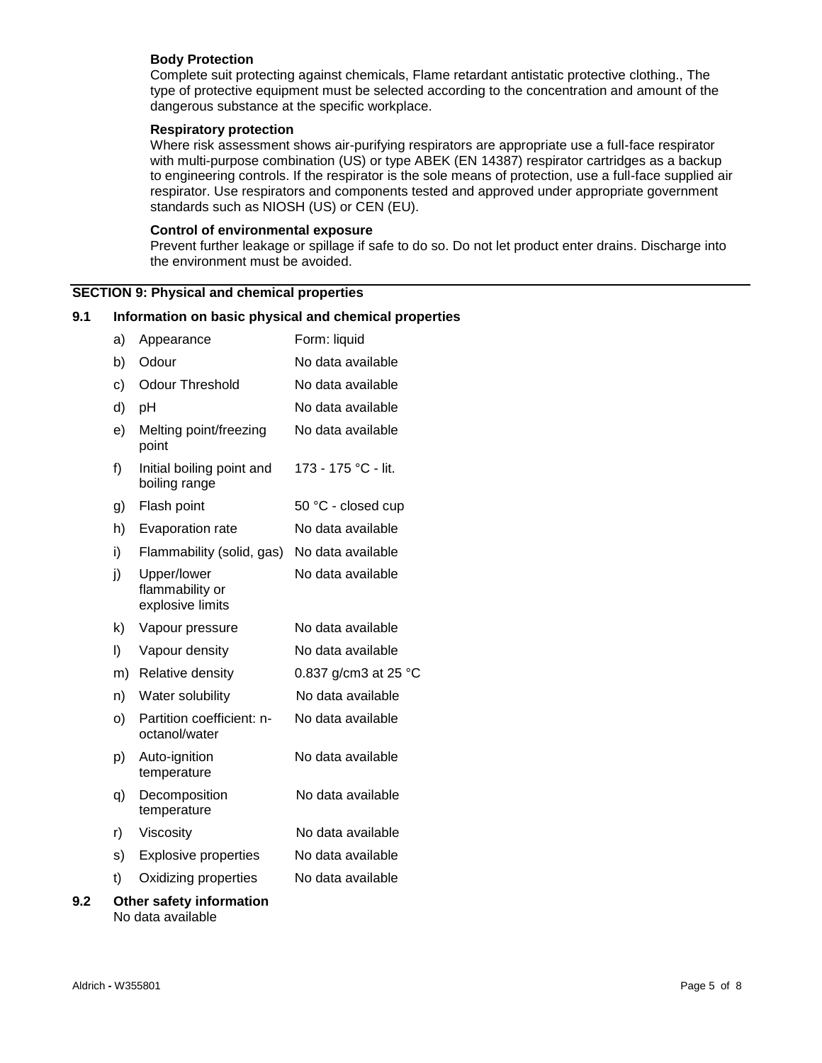**Body Protection**

Complete suit protecting against chemicals, Flame retardant antistatic protective clothing., The type of protective equipment must be selected according to the concentration and amount of the dangerous substance at the specific workplace.

**Respiratory protection**

Where risk assessment shows air-purifying respirators are appropriate use a full-face respirator with multi-purpose combination (US) or type ABEK (EN 14387) respirator cartridges as a backup to engineering controls. If the respirator is the sole means of protection, use a full-face supplied air respirator. Use respirators and components tested and approved under appropriate government standards such as NIOSH (US) or CEN (EU).

**Control of environmental exposure**

Prevent further leakage or spillage if safe to do so. Do not let product enter drains. Discharge into the environment must be avoided.

## SECTION 9: Physical and chemical properties

### 9.1 Information on basic physical and chemical properties

| | Property | Value |
|---|---|---|
| a) | Appearance | Form: liquid |
| b) | Odour | No data available |
| c) | Odour Threshold | No data available |
| d) | pH | No data available |
| e) | Melting point/freezing point | No data available |
| f) | Initial boiling point and boiling range | 173 - 175 °C - lit. |
| g) | Flash point | 50 °C - closed cup |
| h) | Evaporation rate | No data available |
| i) | Flammability (solid, gas) | No data available |
| j) | Upper/lower flammability or explosive limits | No data available |
| k) | Vapour pressure | No data available |
| l) | Vapour density | No data available |
| m) | Relative density | 0.837 g/cm3 at 25 °C |
| n) | Water solubility | No data available |
| o) | Partition coefficient: n-octanol/water | No data available |
| p) | Auto-ignition temperature | No data available |
| q) | Decomposition temperature | No data available |
| r) | Viscosity | No data available |
| s) | Explosive properties | No data available |
| t) | Oxidizing properties | No data available |

### 9.2 Other safety information

No data available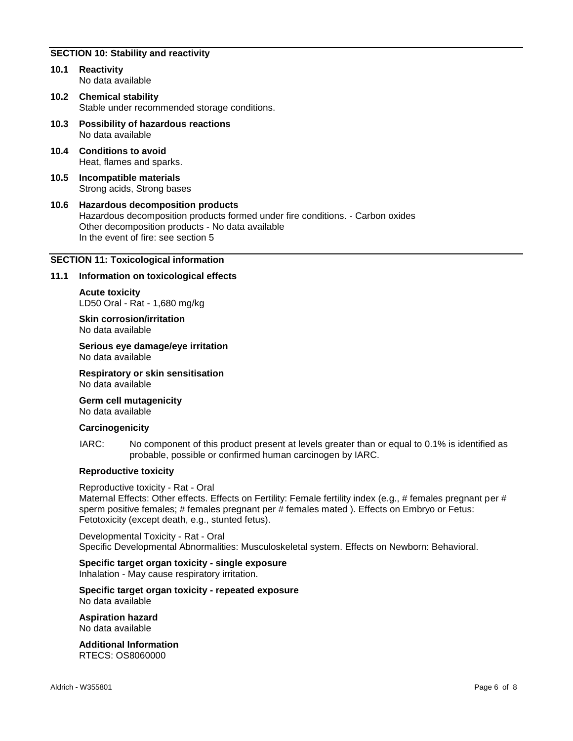## SECTION 10: Stability and reactivity

**10.1 Reactivity**
No data available

**10.2 Chemical stability**
Stable under recommended storage conditions.

**10.3 Possibility of hazardous reactions**
No data available

**10.4 Conditions to avoid**
Heat, flames and sparks.

**10.5 Incompatible materials**
Strong acids, Strong bases

**10.6 Hazardous decomposition products**
Hazardous decomposition products formed under fire conditions. - Carbon oxides
Other decomposition products - No data available
In the event of fire: see section 5

## SECTION 11: Toxicological information

**11.1 Information on toxicological effects**

**Acute toxicity**
LD50 Oral - Rat - 1,680 mg/kg

**Skin corrosion/irritation**
No data available

**Serious eye damage/eye irritation**
No data available

**Respiratory or skin sensitisation**
No data available

**Germ cell mutagenicity**
No data available

**Carcinogenicity**

IARC: No component of this product present at levels greater than or equal to 0.1% is identified as probable, possible or confirmed human carcinogen by IARC.

**Reproductive toxicity**

Reproductive toxicity - Rat - Oral
Maternal Effects: Other effects. Effects on Fertility: Female fertility index (e.g., # females pregnant per # sperm positive females; # females pregnant per # females mated ). Effects on Embryo or Fetus: Fetotoxicity (except death, e.g., stunted fetus).

Developmental Toxicity - Rat - Oral
Specific Developmental Abnormalities: Musculoskeletal system. Effects on Newborn: Behavioral.

**Specific target organ toxicity - single exposure**
Inhalation - May cause respiratory irritation.

**Specific target organ toxicity - repeated exposure**
No data available

**Aspiration hazard**
No data available

**Additional Information**
RTECS: OS8060000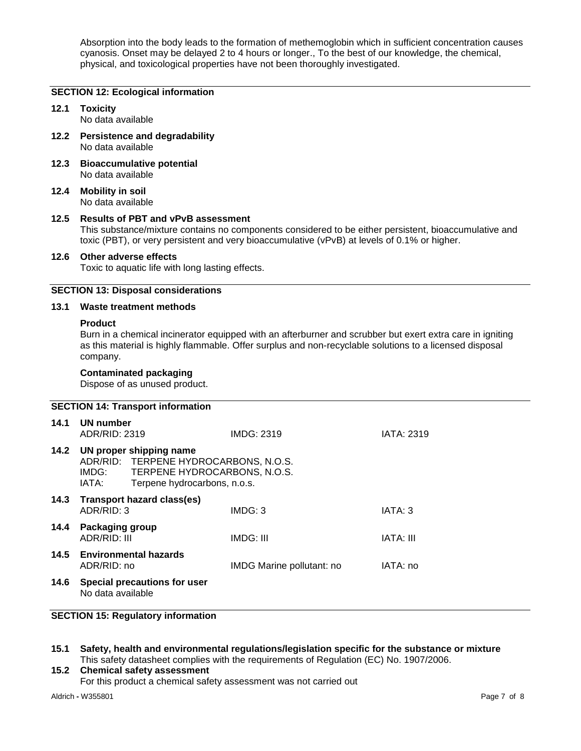Absorption into the body leads to the formation of methemoglobin which in sufficient concentration causes cyanosis. Onset may be delayed 2 to 4 hours or longer., To the best of our knowledge, the chemical, physical, and toxicological properties have not been thoroughly investigated.

## SECTION 12: Ecological information

**12.1 Toxicity**
No data available

**12.2 Persistence and degradability**
No data available

**12.3 Bioaccumulative potential**
No data available

**12.4 Mobility in soil**
No data available

**12.5 Results of PBT and vPvB assessment**
This substance/mixture contains no components considered to be either persistent, bioaccumulative and toxic (PBT), or very persistent and very bioaccumulative (vPvB) at levels of 0.1% or higher.

**12.6 Other adverse effects**
Toxic to aquatic life with long lasting effects.

## SECTION 13: Disposal considerations

**13.1 Waste treatment methods**

**Product**
Burn in a chemical incinerator equipped with an afterburner and scrubber but exert extra care in igniting as this material is highly flammable. Offer surplus and non-recyclable solutions to a licensed disposal company.

**Contaminated packaging**
Dispose of as unused product.

## SECTION 14: Transport information

**14.1 UN number**

| ADR/RID: 2319 | IMDG: 2319 | IATA: 2319 |
|---|---|---|

**14.2 UN proper shipping name**
ADR/RID: TERPENE HYDROCARBONS, N.O.S.
IMDG: TERPENE HYDROCARBONS, N.O.S.
IATA: Terpene hydrocarbons, n.o.s.

**14.3 Transport hazard class(es)**

| ADR/RID: 3 | IMDG: 3 | IATA: 3 |
|---|---|---|

**14.4 Packaging group**

| ADR/RID: III | IMDG: III | IATA: III |
|---|---|---|

**14.5 Environmental hazards**

| ADR/RID: no | IMDG Marine pollutant: no | IATA: no |
|---|---|---|

**14.6 Special precautions for user**
No data available

## SECTION 15: Regulatory information

**15.1 Safety, health and environmental regulations/legislation specific for the substance or mixture**
This safety datasheet complies with the requirements of Regulation (EC) No. 1907/2006.

**15.2 Chemical safety assessment**
For this product a chemical safety assessment was not carried out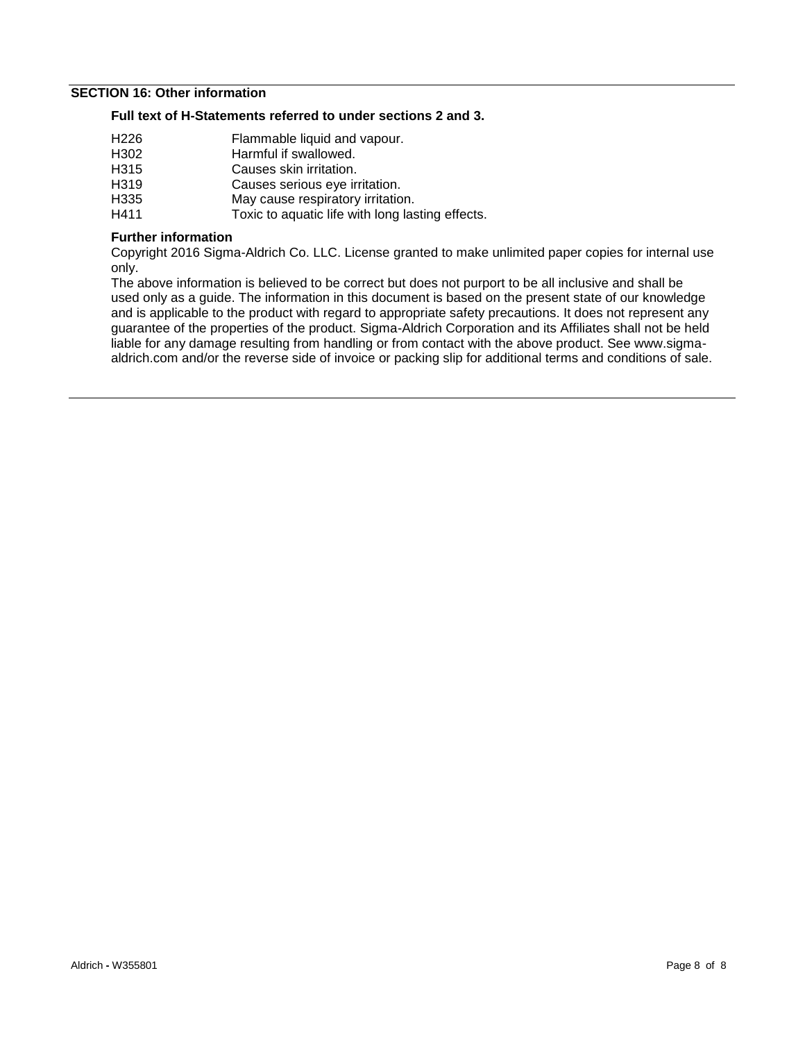## SECTION 16: Other information

**Full text of H-Statements referred to under sections 2 and 3.**

| | |
|---|---|
| H226 | Flammable liquid and vapour. |
| H302 | Harmful if swallowed. |
| H315 | Causes skin irritation. |
| H319 | Causes serious eye irritation. |
| H335 | May cause respiratory irritation. |
| H411 | Toxic to aquatic life with long lasting effects. |

**Further information**

Copyright 2016 Sigma-Aldrich Co. LLC. License granted to make unlimited paper copies for internal use only.

The above information is believed to be correct but does not purport to be all inclusive and shall be used only as a guide. The information in this document is based on the present state of our knowledge and is applicable to the product with regard to appropriate safety precautions. It does not represent any guarantee of the properties of the product. Sigma-Aldrich Corporation and its Affiliates shall not be held liable for any damage resulting from handling or from contact with the above product. See www.sigma-aldrich.com and/or the reverse side of invoice or packing slip for additional terms and conditions of sale.